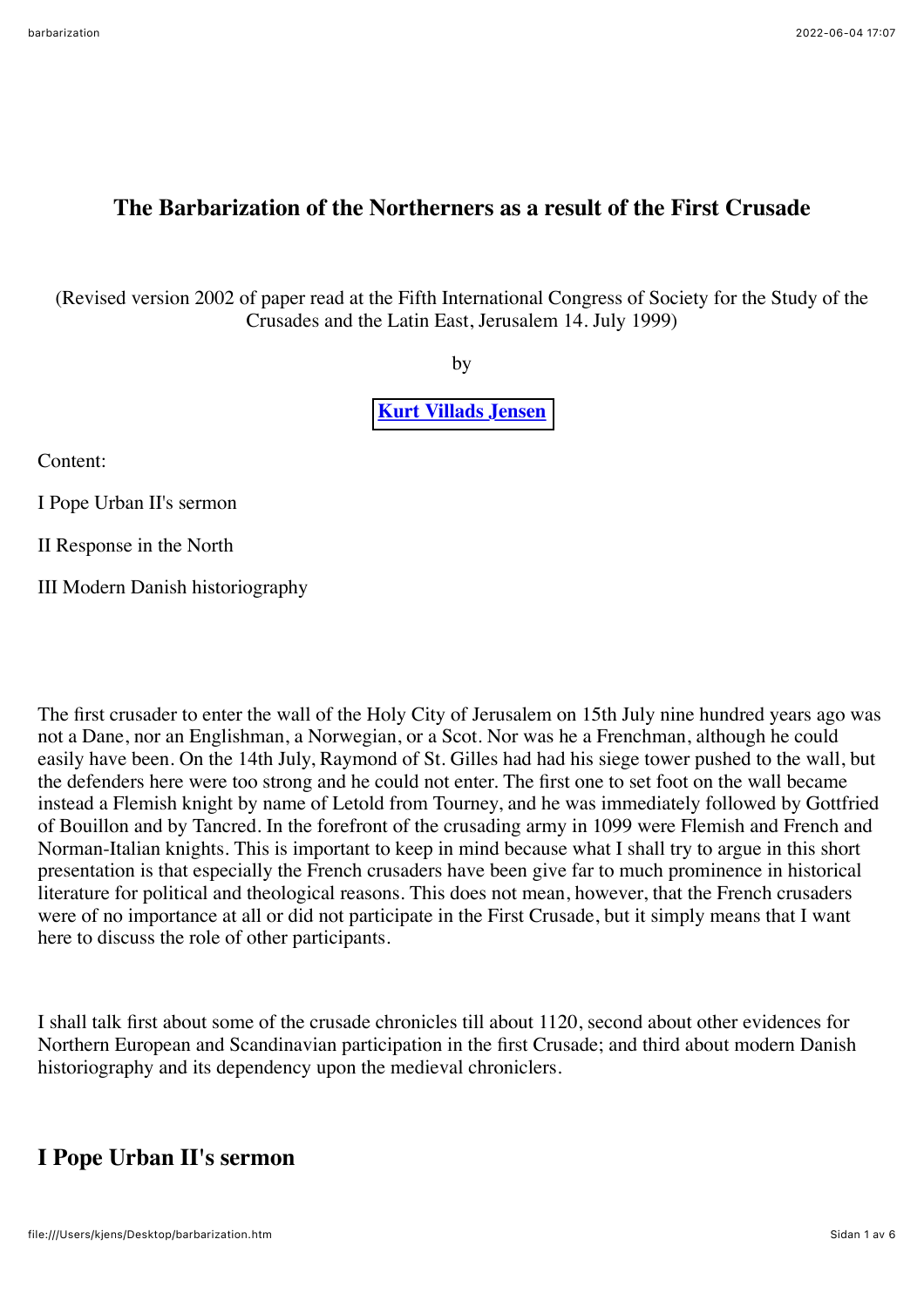# The Barbarization of the Northerners as a result of the First Crusade

(Revised version 2002 of paper read at the Fifth International Congress of Society for the Study of the Crusades and the Latin East, Jerusalem 14. July 1999)

by

**Kurt Villads Jensen**

Content:

I Pope Urban II's sermon

II Response in the North

III Modern Danish historiography

The first crusader to enter the wall of the Holy City of Jerusalem on 15th July nine hundred years ago was not a Dane, nor an Englishman, a Norwegian, or a Scot. Nor was he a Frenchman, although he could easily have been. On the 14th July, Raymond of St. Gilles had had his siege tower pushed to the wall, but the defenders here were too strong and he could not enter. The first one to set foot on the wall became instead a Flemish knight by name of Letold from Tourney, and he was immediately followed by Gottfried of Bouillon and by Tancred. In the forefront of the crusading army in 1099 were Flemish and French and Norman-Italian knights. This is important to keep in mind because what I shall try to argue in this short presentation is that especially the French crusaders have been give far to much prominence in historical literature for political and theological reasons. This does not mean, however, that the French crusaders were of no importance at all or did not participate in the First Crusade, but it simply means that I want here to discuss the role of other participants.

I shall talk first about some of the crusade chronicles till about 1120, second about other evidences for Northern European and Scandinavian participation in the first Crusade; and third about modern Danish historiography and its dependency upon the medieval chroniclers.

## I Pope Urban II's sermon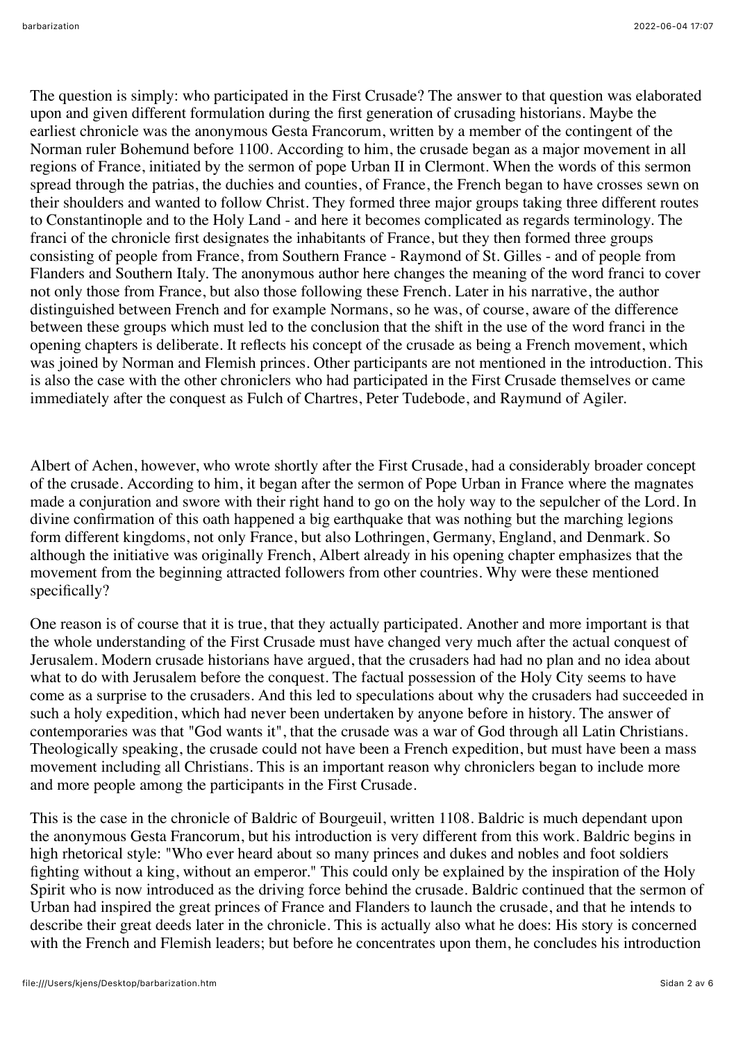The question is simply: who participated in the First Crusade? The answer to that question was elaborated upon and given different formulation during the first generation of crusading historians. Maybe the earliest chronicle was the anonymous Gesta Francorum, written by a member of the contingent of the Norman ruler Bohemund before 1100. According to him, the crusade began as a major movement in all regions of France, initiated by the sermon of pope Urban II in Clermont. When the words of this sermon spread through the patrias, the duchies and counties, of France, the French began to have crosses sewn on their shoulders and wanted to follow Christ. They formed three major groups taking three different routes to Constantinople and to the Holy Land - and here it becomes complicated as regards terminology. The franci of the chronicle first designates the inhabitants of France, but they then formed three groups consisting of people from France, from Southern France - Raymond of St. Gilles - and of people from Flanders and Southern Italy. The anonymous author here changes the meaning of the word franci to cover not only those from France, but also those following these French. Later in his narrative, the author distinguished between French and for example Normans, so he was, of course, aware of the difference between these groups which must led to the conclusion that the shift in the use of the word franci in the opening chapters is deliberate. It reflects his concept of the crusade as being a French movement, which was joined by Norman and Flemish princes. Other participants are not mentioned in the introduction. This is also the case with the other chroniclers who had participated in the First Crusade themselves or came immediately after the conquest as Fulch of Chartres, Peter Tudebode, and Raymund of Agiler.

Albert of Achen, however, who wrote shortly after the First Crusade, had a considerably broader concept of the crusade. According to him, it began after the sermon of Pope Urban in France where the magnates made a conjuration and swore with their right hand to go on the holy way to the sepulcher of the Lord. In divine confirmation of this oath happened a big earthquake that was nothing but the marching legions form different kingdoms, not only France, but also Lothringen, Germany, England, and Denmark. So although the initiative was originally French, Albert already in his opening chapter emphasizes that the movement from the beginning attracted followers from other countries. Why were these mentioned specifically?

One reason is of course that it is true, that they actually participated. Another and more important is that the whole understanding of the First Crusade must have changed very much after the actual conquest of Jerusalem. Modern crusade historians have argued, that the crusaders had had no plan and no idea about what to do with Jerusalem before the conquest. The factual possession of the Holy City seems to have come as a surprise to the crusaders. And this led to speculations about why the crusaders had succeeded in such a holy expedition, which had never been undertaken by anyone before in history. The answer of contemporaries was that "God wants it", that the crusade was a war of God through all Latin Christians. Theologically speaking, the crusade could not have been a French expedition, but must have been a mass movement including all Christians. This is an important reason why chroniclers began to include more and more people among the participants in the First Crusade.

This is the case in the chronicle of Baldric of Bourgeuil, written 1108. Baldric is much dependant upon the anonymous Gesta Francorum, but his introduction is very different from this work. Baldric begins in high rhetorical style: "Who ever heard about so many princes and dukes and nobles and foot soldiers fighting without a king, without an emperor." This could only be explained by the inspiration of the Holy Spirit who is now introduced as the driving force behind the crusade. Baldric continued that the sermon of Urban had inspired the great princes of France and Flanders to launch the crusade, and that he intends to describe their great deeds later in the chronicle. This is actually also what he does: His story is concerned with the French and Flemish leaders; but before he concentrates upon them, he concludes his introduction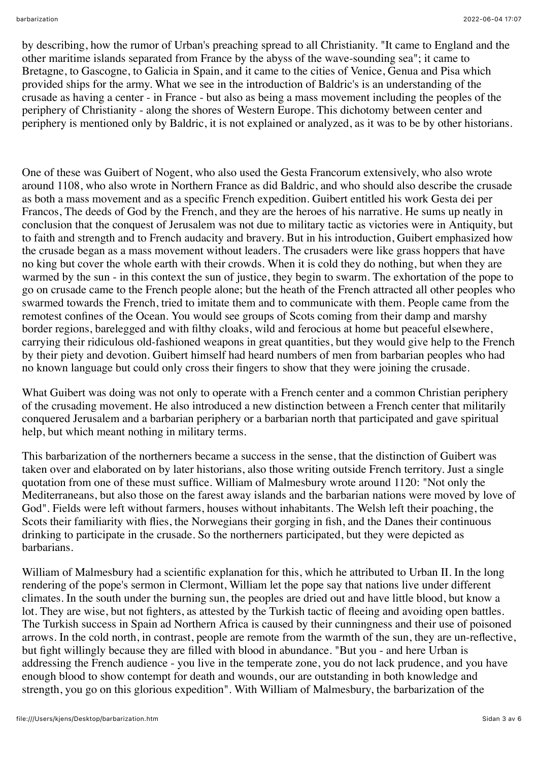by describing, how the rumor of Urban's preaching spread to all Christianity. "It came to England and the other maritime islands separated from France by the abyss of the wave-sounding sea"; it came to Bretagne, to Gascogne, to Galicia in Spain, and it came to the cities of Venice, Genua and Pisa which provided ships for the army. What we see in the introduction of Baldric's is an understanding of the crusade as having a center - in France - but also as being a mass movement including the peoples of the periphery of Christianity - along the shores of Western Europe. This dichotomy between center and periphery is mentioned only by Baldric, it is not explained or analyzed, as it was to be by other historians.

One of these was Guibert of Nogent, who also used the Gesta Francorum extensively, who also wrote around 1108, who also wrote in Northern France as did Baldric, and who should also describe the crusade as both a mass movement and as a specific French expedition. Guibert entitled his work Gesta dei per Francos, The deeds of God by the French, and they are the heroes of his narrative. He sums up neatly in conclusion that the conquest of Jerusalem was not due to military tactic as victories were in Antiquity, but to faith and strength and to French audacity and bravery. But in his introduction, Guibert emphasized how the crusade began as a mass movement without leaders. The crusaders were like grass hoppers that have no king but cover the whole earth with their crowds. When it is cold they do nothing, but when they are warmed by the sun - in this context the sun of justice, they begin to swarm. The exhortation of the pope to go on crusade came to the French people alone; but the heath of the French attracted all other peoples who swarmed towards the French, tried to imitate them and to communicate with them. People came from the remotest confines of the Ocean. You would see groups of Scots coming from their damp and marshy border regions, barelegged and with filthy cloaks, wild and ferocious at home but peaceful elsewhere, carrying their ridiculous old-fashioned weapons in great quantities, but they would give help to the French by their piety and devotion. Guibert himself had heard numbers of men from barbarian peoples who had no known language but could only cross their fingers to show that they were joining the crusade.

What Guibert was doing was not only to operate with a French center and a common Christian periphery of the crusading movement. He also introduced a new distinction between a French center that militarily conquered Jerusalem and a barbarian periphery or a barbarian north that participated and gave spiritual help, but which meant nothing in military terms.

This barbarization of the northerners became a success in the sense, that the distinction of Guibert was taken over and elaborated on by later historians, also those writing outside French territory. Just a single quotation from one of these must suffice. William of Malmesbury wrote around 1120: "Not only the Mediterraneans, but also those on the farest away islands and the barbarian nations were moved by love of God". Fields were left without farmers, houses without inhabitants. The Welsh left their poaching, the Scots their familiarity with flies, the Norwegians their gorging in fish, and the Danes their continuous drinking to participate in the crusade. So the northerners participated, but they were depicted as barbarians.

William of Malmesbury had a scientific explanation for this, which he attributed to Urban II. In the long rendering of the pope's sermon in Clermont, William let the pope say that nations live under different climates. In the south under the burning sun, the peoples are dried out and have little blood, but know a lot. They are wise, but not fighters, as attested by the Turkish tactic of fleeing and avoiding open battles. The Turkish success in Spain ad Northern Africa is caused by their cunningness and their use of poisoned arrows. In the cold north, in contrast, people are remote from the warmth of the sun, they are un-reflective, but fight willingly because they are filled with blood in abundance. "But you - and here Urban is addressing the French audience - you live in the temperate zone, you do not lack prudence, and you have enough blood to show contempt for death and wounds, our are outstanding in both knowledge and strength, you go on this glorious expedition". With William of Malmesbury, the barbarization of the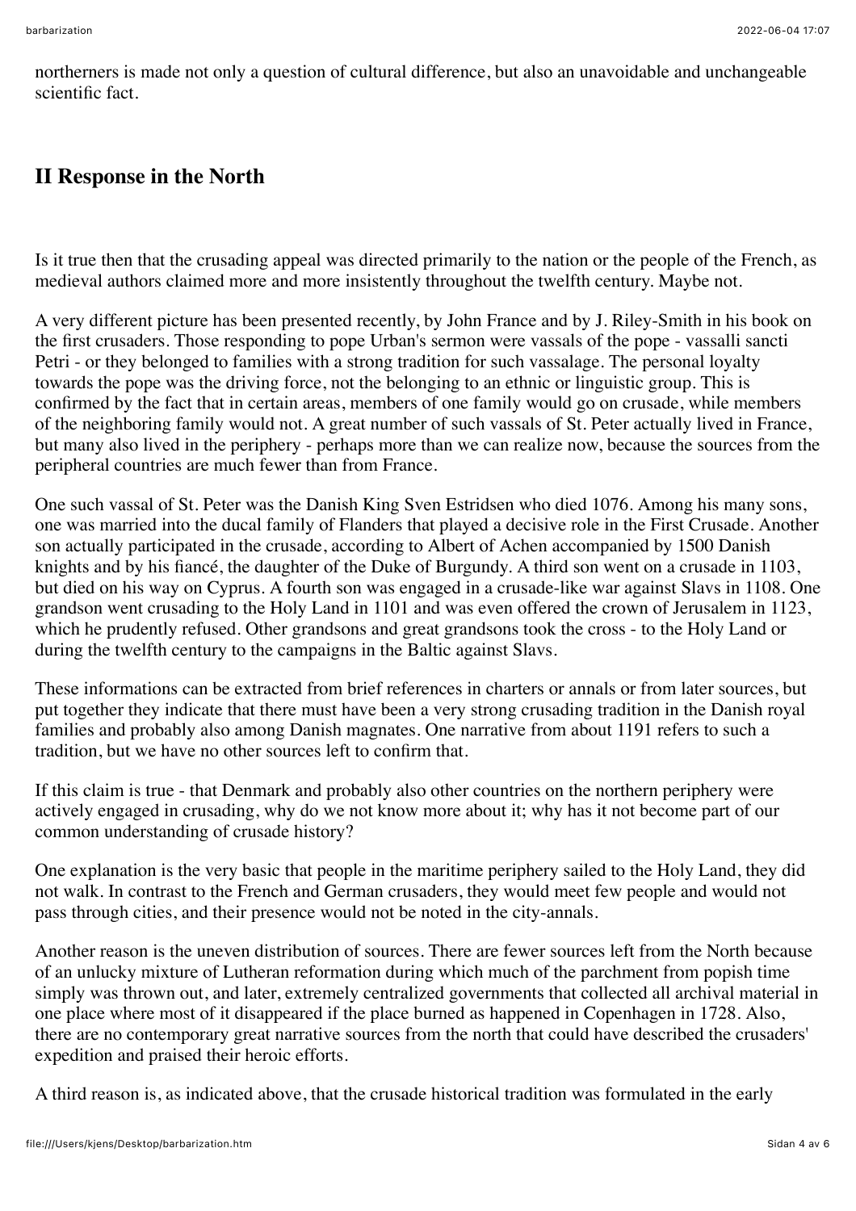northerners is made not only a question of cultural difference, but also an unavoidable and unchangeable scientific fact.

## II Response in the North

Is it true then that the crusading appeal was directed primarily to the nation or the people of the French, as medieval authors claimed more and more insistently throughout the twelfth century. Maybe not.

A very different picture has been presented recently, by John France and by J. Riley-Smith in his book on the first crusaders. Those responding to pope Urban's sermon were vassals of the pope - vassalli sancti Petri - or they belonged to families with a strong tradition for such vassalage. The personal loyalty towards the pope was the driving force, not the belonging to an ethnic or linguistic group. This is confirmed by the fact that in certain areas, members of one family would go on crusade, while members of the neighboring family would not. A great number of such vassals of St. Peter actually lived in France, but many also lived in the periphery - perhaps more than we can realize now, because the sources from the peripheral countries are much fewer than from France.

One such vassal of St. Peter was the Danish King Sven Estridsen who died 1076. Among his many sons, one was married into the ducal family of Flanders that played a decisive role in the First Crusade. Another son actually participated in the crusade, according to Albert of Achen accompanied by 1500 Danish knights and by his fiancé, the daughter of the Duke of Burgundy. A third son went on a crusade in 1103, but died on his way on Cyprus. A fourth son was engaged in a crusade-like war against Slavs in 1108. One grandson went crusading to the Holy Land in 1101 and was even offered the crown of Jerusalem in 1123, which he prudently refused. Other grandsons and great grandsons took the cross - to the Holy Land or during the twelfth century to the campaigns in the Baltic against Slavs.

These informations can be extracted from brief references in charters or annals or from later sources, but put together they indicate that there must have been a very strong crusading tradition in the Danish royal families and probably also among Danish magnates. One narrative from about 1191 refers to such a tradition, but we have no other sources left to confirm that.

If this claim is true - that Denmark and probably also other countries on the northern periphery were actively engaged in crusading, why do we not know more about it; why has it not become part of our common understanding of crusade history?

One explanation is the very basic that people in the maritime periphery sailed to the Holy Land, they did not walk. In contrast to the French and German crusaders, they would meet few people and would not pass through cities, and their presence would not be noted in the city-annals.

Another reason is the uneven distribution of sources. There are fewer sources left from the North because of an unlucky mixture of Lutheran reformation during which much of the parchment from popish time simply was thrown out, and later, extremely centralized governments that collected all archival material in one place where most of it disappeared if the place burned as happened in Copenhagen in 1728. Also, there are no contemporary great narrative sources from the north that could have described the crusaders' expedition and praised their heroic efforts.

A third reason is, as indicated above, that the crusade historical tradition was formulated in the early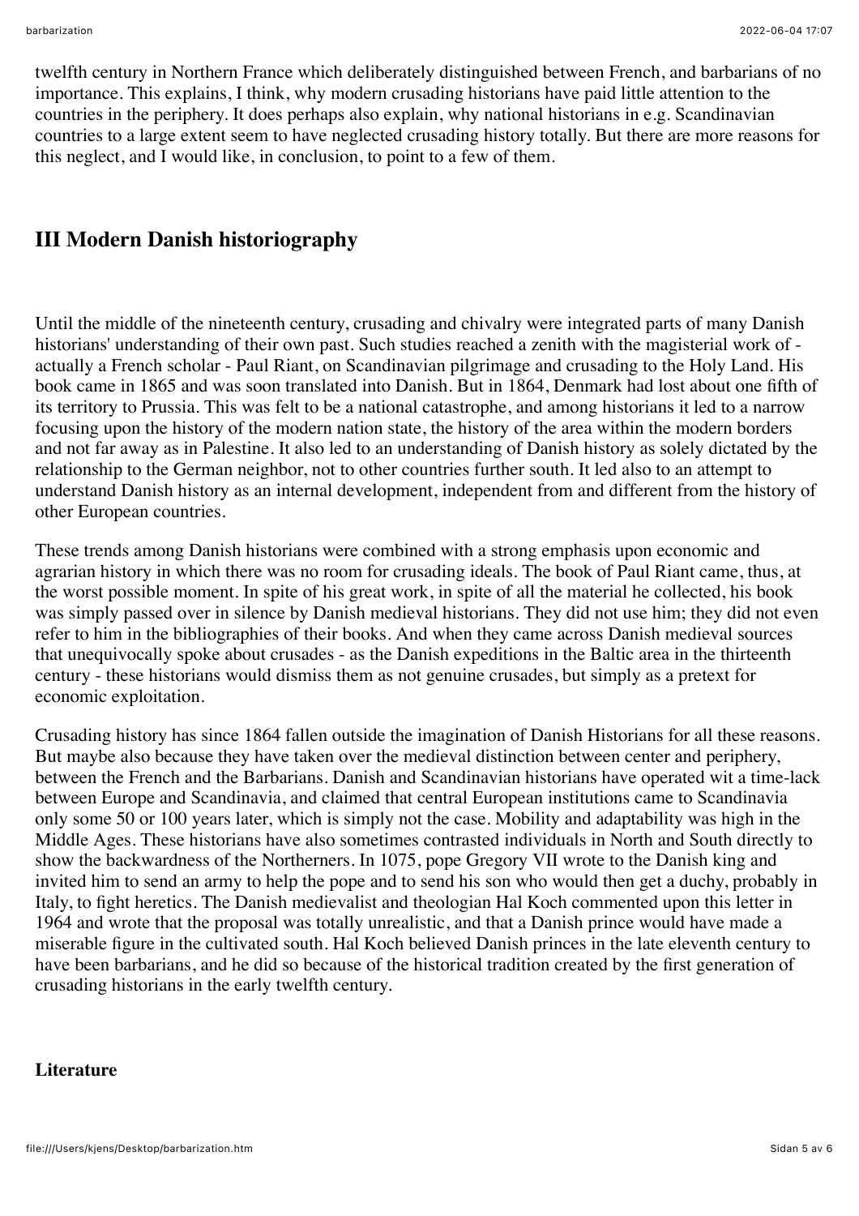twelfth century in Northern France which deliberately distinguished between French, and barbarians of no importance. This explains, I think, why modern crusading historians have paid little attention to the countries in the periphery. It does perhaps also explain, why national historians in e.g. Scandinavian countries to a large extent seem to have neglected crusading history totally. But there are more reasons for this neglect, and I would like, in conclusion, to point to a few of them.

## III Modern Danish historiography

Until the middle of the nineteenth century, crusading and chivalry were integrated parts of many Danish historians' understanding of their own past. Such studies reached a zenith with the magisterial work of - actually a French scholar - Paul Riant, on Scandinavian pilgrimage and crusading to the Holy Land. His book came in 1865 and was soon translated into Danish. But in 1864, Denmark had lost about one fifth of its territory to Prussia. This was felt to be a national catastrophe, and among historians it led to a narrow focusing upon the history of the modern nation state, the history of the area within the modern borders and not far away as in Palestine. It also led to an understanding of Danish history as solely dictated by the relationship to the German neighbor, not to other countries further south. It led also to an attempt to understand Danish history as an internal development, independent from and different from the history of other European countries.

These trends among Danish historians were combined with a strong emphasis upon economic and agrarian history in which there was no room for crusading ideals. The book of Paul Riant came, thus, at the worst possible moment. In spite of his great work, in spite of all the material he collected, his book was simply passed over in silence by Danish medieval historians. They did not use him; they did not even refer to him in the bibliographies of their books. And when they came across Danish medieval sources that unequivocally spoke about crusades - as the Danish expeditions in the Baltic area in the thirteenth century - these historians would dismiss them as not genuine crusades, but simply as a pretext for economic exploitation.

Crusading history has since 1864 fallen outside the imagination of Danish Historians for all these reasons. But maybe also because they have taken over the medieval distinction between center and periphery, between the French and the Barbarians. Danish and Scandinavian historians have operated wit a time-lack between Europe and Scandinavia, and claimed that central European institutions came to Scandinavia only some 50 or 100 years later, which is simply not the case. Mobility and adaptability was high in the Middle Ages. These historians have also sometimes contrasted individuals in North and South directly to show the backwardness of the Northerners. In 1075, pope Gregory VII wrote to the Danish king and invited him to send an army to help the pope and to send his son who would then get a duchy, probably in Italy, to fight heretics. The Danish medievalist and theologian Hal Koch commented upon this letter in 1964 and wrote that the proposal was totally unrealistic, and that a Danish prince would have made a miserable figure in the cultivated south. Hal Koch believed Danish princes in the late eleventh century to have been barbarians, and he did so because of the historical tradition created by the first generation of crusading historians in the early twelfth century.

**Literature**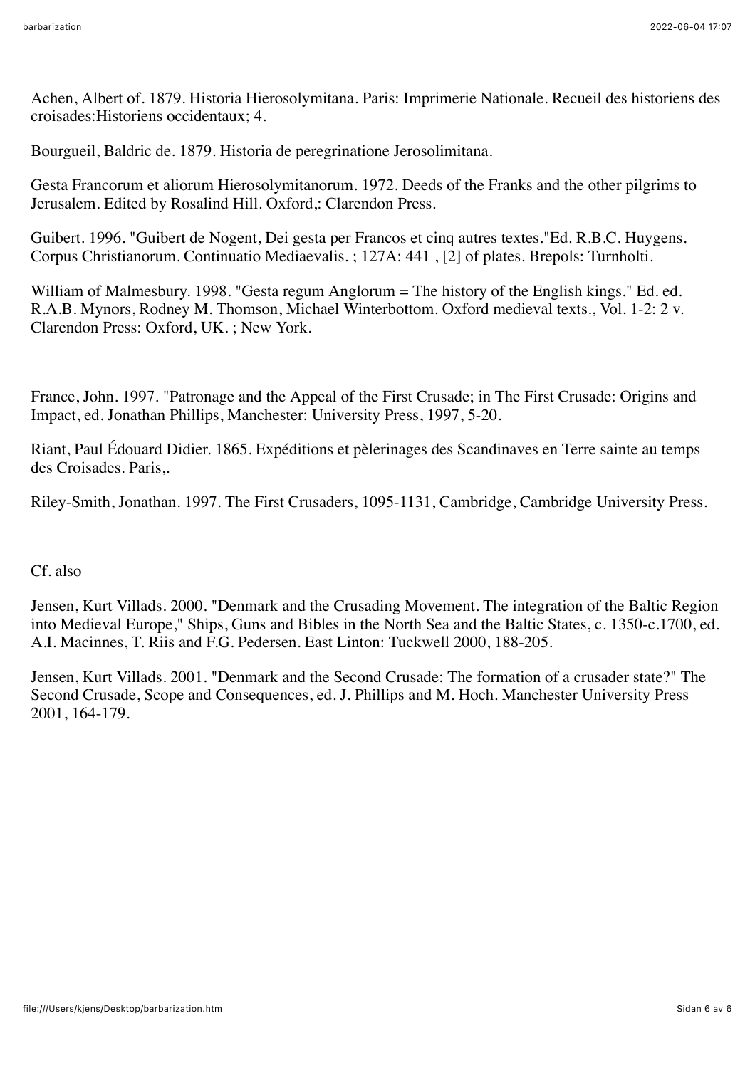Achen, Albert of. 1879. Historia Hierosolymitana. Paris: Imprimerie Nationale. Recueil des historiens des croisades:Historiens occidentaux; 4.

Bourgueil, Baldric de. 1879. Historia de peregrinatione Jerosolimitana.

Gesta Francorum et aliorum Hierosolymitanorum. 1972. Deeds of the Franks and the other pilgrims to Jerusalem. Edited by Rosalind Hill. Oxford,: Clarendon Press.

Guibert. 1996. "Guibert de Nogent, Dei gesta per Francos et cinq autres textes."Ed. R.B.C. Huygens. Corpus Christianorum. Continuatio Mediaevalis. ; 127A: 441 , [2] of plates. Brepols: Turnholti.

William of Malmesbury. 1998. "Gesta regum Anglorum = The history of the English kings." Ed. ed. R.A.B. Mynors, Rodney M. Thomson, Michael Winterbottom. Oxford medieval texts., Vol. 1-2: 2 v. Clarendon Press: Oxford, UK. ; New York.

France, John. 1997. "Patronage and the Appeal of the First Crusade; in The First Crusade: Origins and Impact, ed. Jonathan Phillips, Manchester: University Press, 1997, 5-20.

Riant, Paul Édouard Didier. 1865. Expéditions et pèlerinages des Scandinaves en Terre sainte au temps des Croisades. Paris,.

Riley-Smith, Jonathan. 1997. The First Crusaders, 1095-1131, Cambridge, Cambridge University Press.

Cf. also

Jensen, Kurt Villads. 2000. "Denmark and the Crusading Movement. The integration of the Baltic Region into Medieval Europe," Ships, Guns and Bibles in the North Sea and the Baltic States, c. 1350-c.1700, ed. A.I. Macinnes, T. Riis and F.G. Pedersen. East Linton: Tuckwell 2000, 188-205.

Jensen, Kurt Villads. 2001. "Denmark and the Second Crusade: The formation of a crusader state?" The Second Crusade, Scope and Consequences, ed. J. Phillips and M. Hoch. Manchester University Press 2001, 164-179.